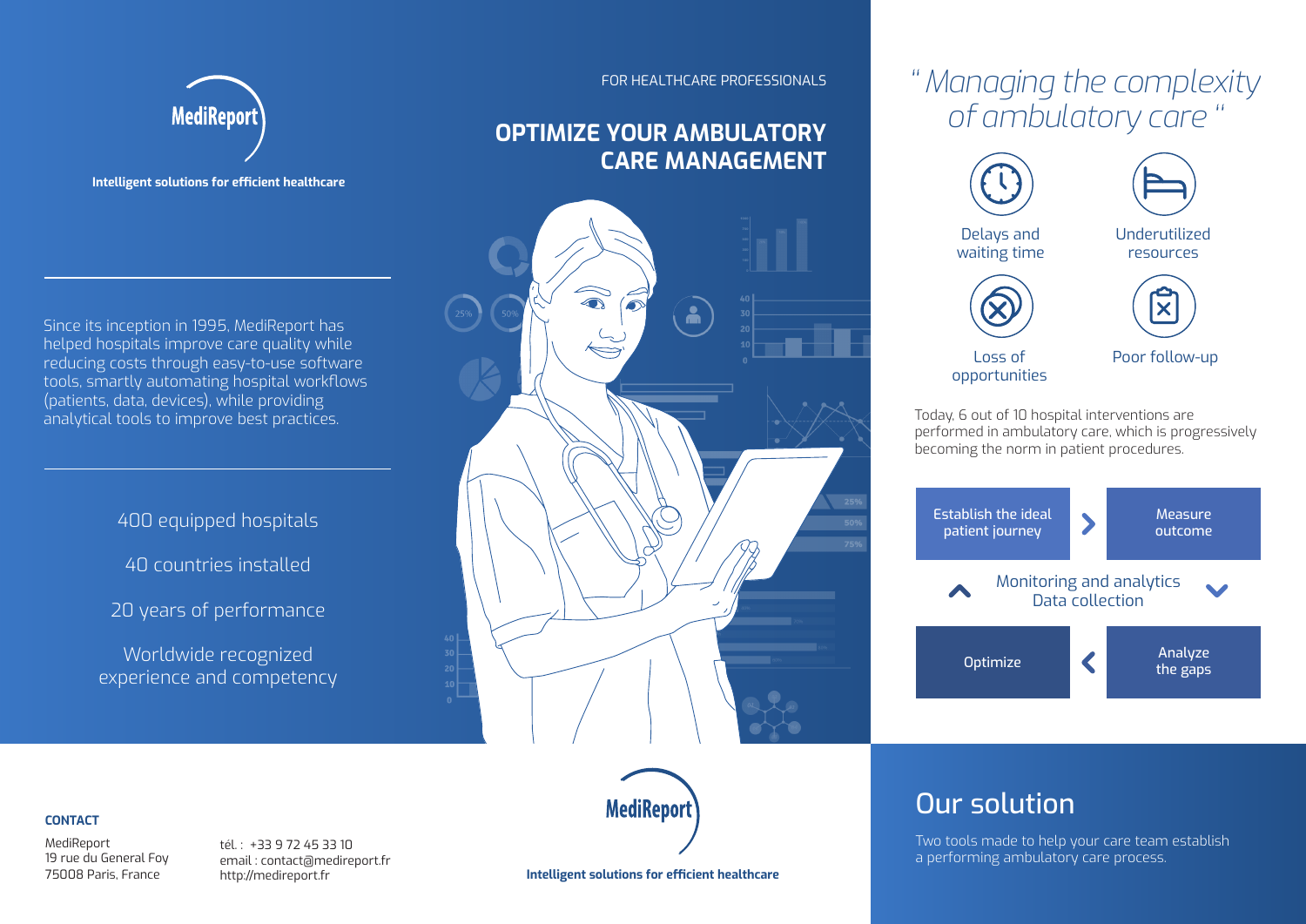**MediReport**

**Intelligent solutions for efficient healthcare**

Since its inception in 1995, MediReport has helped hospitals improve care quality while reducing costs through easy-to-use software tools, smartly automating hospital workflows (patients, data, devices), while providing analytical tools to improve best practices.

400 equipped hospitals

40 countries installed

20 years of performance

Worldwide recognized experience and competency

**CONTACT**

MediReport
19 rue du General Foy
75008 Paris, France

tél. : +33 9 72 45 33 10
email : contact@medireport.fr
http://medireport.fr

FOR HEALTHCARE PROFESSIONALS

## OPTIMIZE YOUR AMBULATORY CARE MANAGEMENT

**MediReport**

**Intelligent solutions for efficient healthcare**

*" Managing the complexity of ambulatory care "*

- Delays and waiting time
- Underutilized resources
- Loss of opportunities
- Poor follow-up

Today, 6 out of 10 hospital interventions are performed in ambulatory care, which is progressively becoming the norm in patient procedures.

Establish the ideal patient journey → Measure outcome → Analyze the gaps → Optimize

Monitoring and analytics
Data collection

## Our solution

Two tools made to help your care team establish a performing ambulatory care process.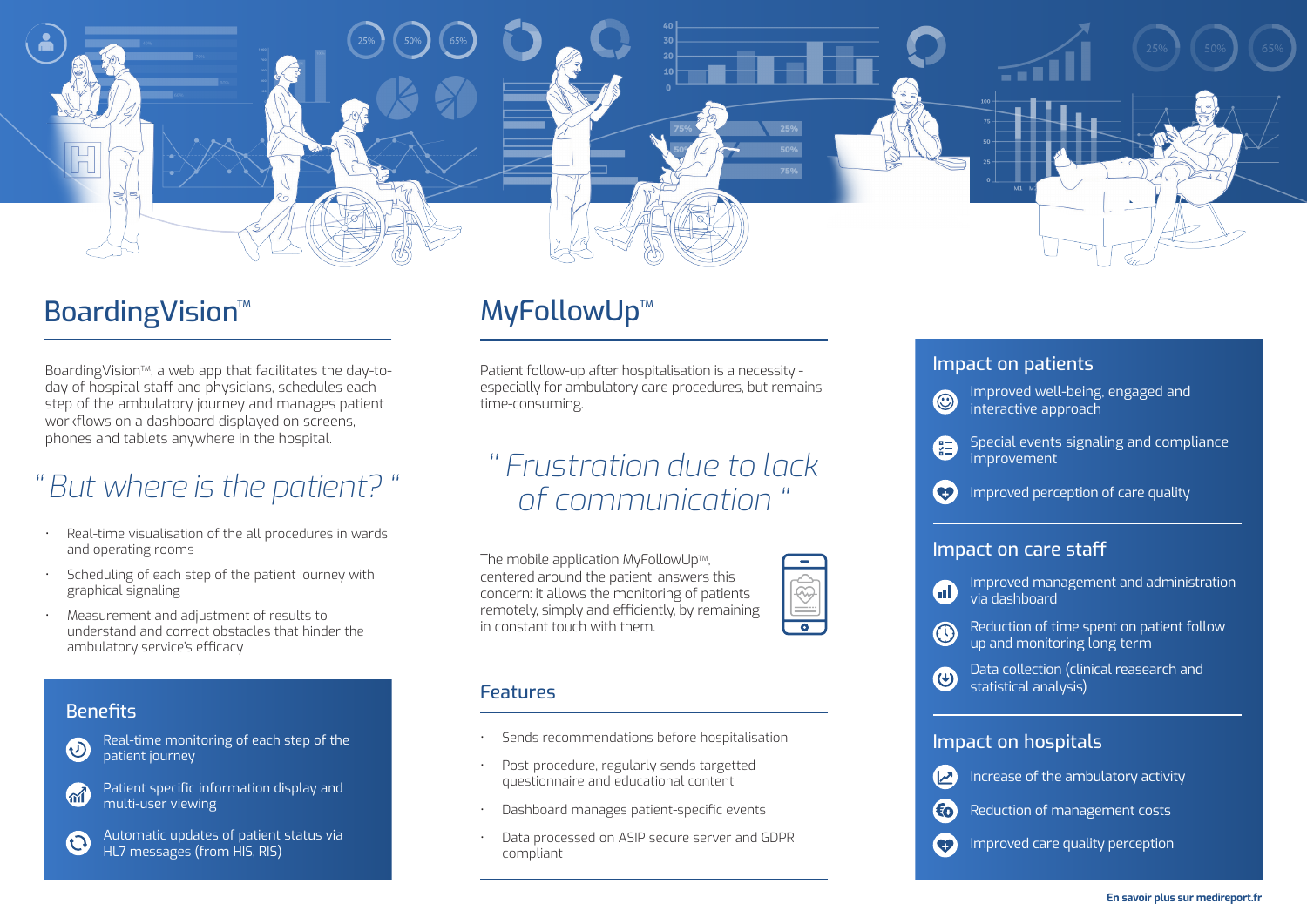## BoardingVision™

BoardingVision™, a web app that facilitates the day-to-day of hospital staff and physicians, schedules each step of the ambulatory journey and manages patient workflows on a dashboard displayed on screens, phones and tablets anywhere in the hospital.

*" But where is the patient? "*

- Real-time visualisation of the all procedures in wards and operating rooms
- Scheduling of each step of the patient journey with graphical signaling
- Measurement and adjustment of results to understand and correct obstacles that hinder the ambulatory service's efficacy

### Benefits

- Real-time monitoring of each step of the patient journey
- Patient specific information display and multi-user viewing
- Automatic updates of patient status via HL7 messages (from HIS, RIS)

## MyFollowUp™

Patient follow-up after hospitalisation is a necessity - especially for ambulatory care procedures, but remains time-consuming.

*" Frustration due to lack of communication "*

The mobile application MyFollowUp™, centered around the patient, answers this concern: it allows the monitoring of patients remotely, simply and efficiently, by remaining in constant touch with them.

### Features

- Sends recommendations before hospitalisation
- Post-procedure, regularly sends targetted questionnaire and educational content
- Dashboard manages patient-specific events
- Data processed on ASIP secure server and GDPR compliant

### Impact on patients

- Improved well-being, engaged and interactive approach
- Special events signaling and compliance improvement
- Improved perception of care quality

### Impact on care staff

- Improved management and administration via dashboard
- Reduction of time spent on patient follow up and monitoring long term
- Data collection (clinical reasearch and statistical analysis)

### Impact on hospitals

- Increase of the ambulatory activity
- Reduction of management costs
- Improved care quality perception

**En savoir plus sur medireport.fr**